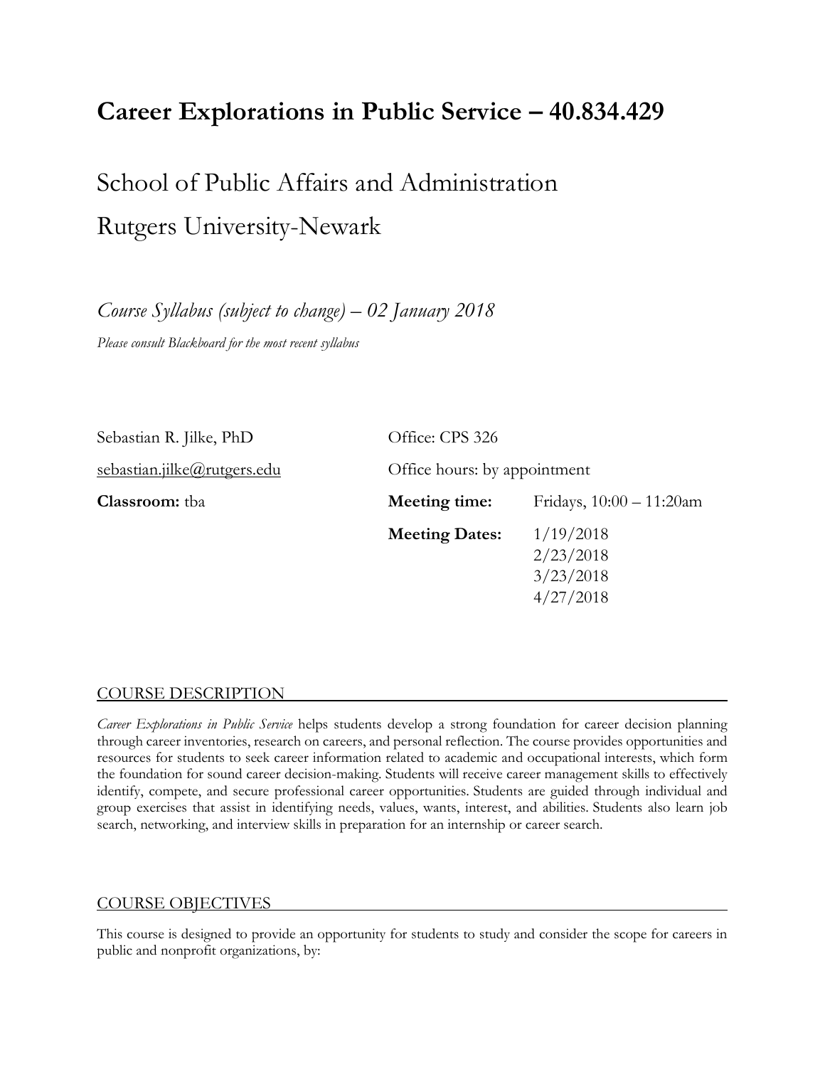# Career Explorations in Public Service – 40.834.429

## School of Public Affairs and Administration

## Rutgers University-Newark

*Course Syllabus (subject to change) – 02 January 2018*

*Please consult Blackboard for the most recent syllabus*

Sebastian R. Jilke, PhD

sebastian.jilke@rutgers.edu

**Classroom:** tba

Office: CPS 326

Office hours: by appointment

**Meeting time:** Fridays, 10:00 – 11:20am

**Meeting Dates:** 1/19/2018, 2/23/2018, 3/23/2018, 4/27/2018

## COURSE DESCRIPTION

*Career Explorations in Public Service* helps students develop a strong foundation for career decision planning through career inventories, research on careers, and personal reflection. The course provides opportunities and resources for students to seek career information related to academic and occupational interests, which form the foundation for sound career decision-making. Students will receive career management skills to effectively identify, compete, and secure professional career opportunities. Students are guided through individual and group exercises that assist in identifying needs, values, wants, interest, and abilities. Students also learn job search, networking, and interview skills in preparation for an internship or career search.

## COURSE OBJECTIVES

This course is designed to provide an opportunity for students to study and consider the scope for careers in public and nonprofit organizations, by: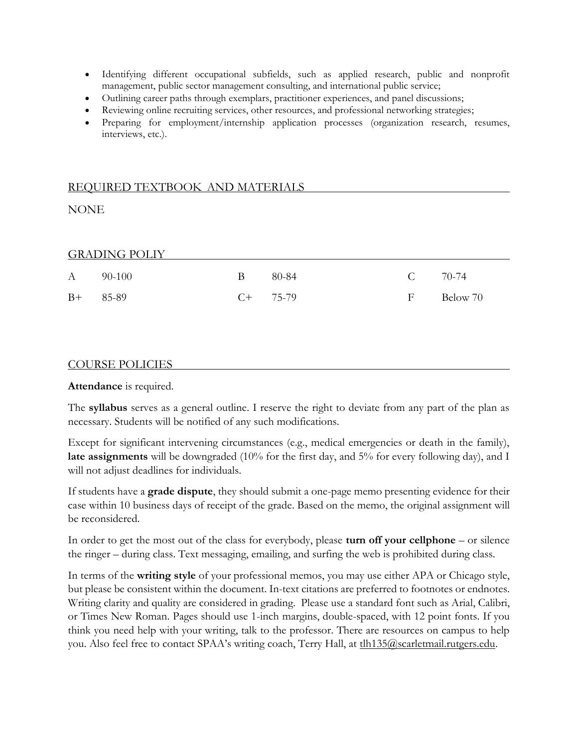- Identifying different occupational subfields, such as applied research, public and nonprofit management, public sector management consulting, and international public service;
- Outlining career paths through exemplars, practitioner experiences, and panel discussions;
- Reviewing online recruiting services, other resources, and professional networking strategies;
- Preparing for employment/internship application processes (organization research, resumes, interviews, etc.).

## REQUIRED TEXTBOOK AND MATERIALS

NONE

## GRADING POLIY

| | | | | | |
|---|---|---|---|---|---|
| A | 90-100 | B | 80-84 | C | 70-74 |
| B+ | 85-89 | C+ | 75-79 | F | Below 70 |

## COURSE POLICIES

**Attendance** is required.

The **syllabus** serves as a general outline. I reserve the right to deviate from any part of the plan as necessary. Students will be notified of any such modifications.

Except for significant intervening circumstances (e.g., medical emergencies or death in the family), **late assignments** will be downgraded (10% for the first day, and 5% for every following day), and I will not adjust deadlines for individuals.

If students have a **grade dispute**, they should submit a one-page memo presenting evidence for their case within 10 business days of receipt of the grade. Based on the memo, the original assignment will be reconsidered.

In order to get the most out of the class for everybody, please **turn off your cellphone** – or silence the ringer – during class. Text messaging, emailing, and surfing the web is prohibited during class.

In terms of the **writing style** of your professional memos, you may use either APA or Chicago style, but please be consistent within the document. In-text citations are preferred to footnotes or endnotes. Writing clarity and quality are considered in grading. Please use a standard font such as Arial, Calibri, or Times New Roman. Pages should use 1-inch margins, double-spaced, with 12 point fonts. If you think you need help with your writing, talk to the professor. There are resources on campus to help you. Also feel free to contact SPAA's writing coach, Terry Hall, at tlh135@scarletmail.rutgers.edu.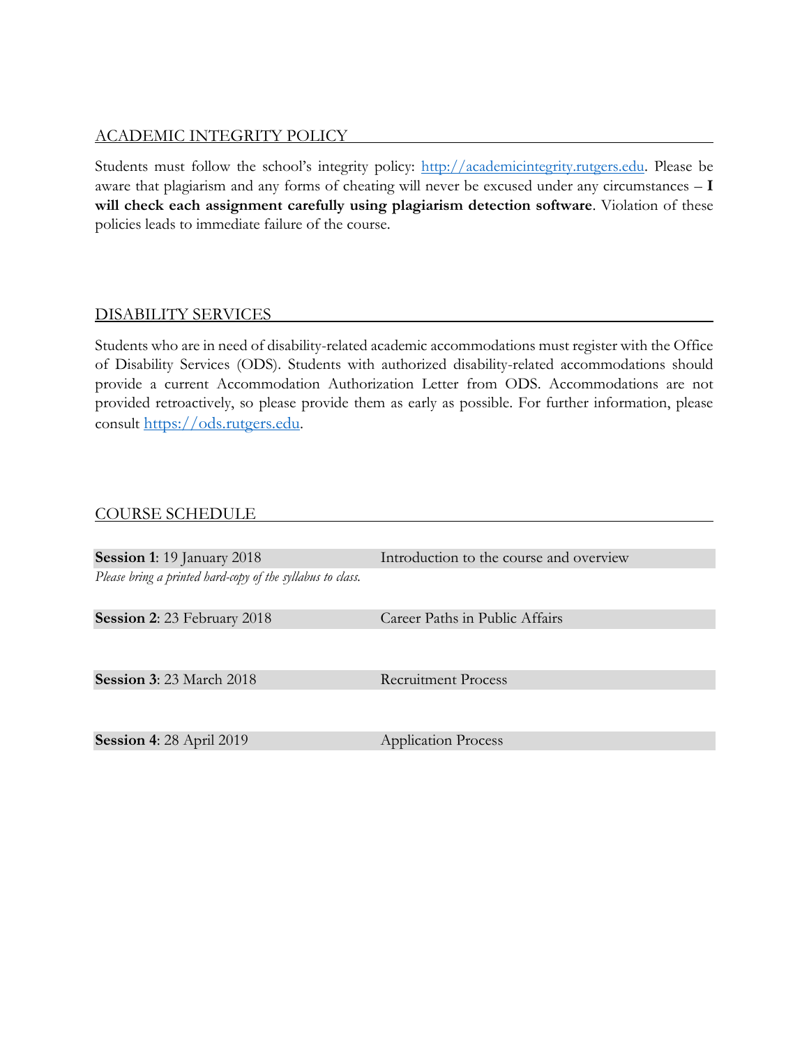## ACADEMIC INTEGRITY POLICY

Students must follow the school's integrity policy: [http://academicintegrity.rutgers.edu](http://academicintegrity.rutgers.edu). Please be aware that plagiarism and any forms of cheating will never be excused under any circumstances – **I will check each assignment carefully using plagiarism detection software**. Violation of these policies leads to immediate failure of the course.

## DISABILITY SERVICES

Students who are in need of disability-related academic accommodations must register with the Office of Disability Services (ODS). Students with authorized disability-related accommodations should provide a current Accommodation Authorization Letter from ODS. Accommodations are not provided retroactively, so please provide them as early as possible. For further information, please consult [https://ods.rutgers.edu](https://ods.rutgers.edu).

## COURSE SCHEDULE

| | |
|---|---|
| **Session 1**: 19 January 2018 | Introduction to the course and overview |

*Please bring a printed hard-copy of the syllabus to class.*

| | |
|---|---|
| **Session 2**: 23 February 2018 | Career Paths in Public Affairs |

| | |
|---|---|
| **Session 3**: 23 March 2018 | Recruitment Process |

| | |
|---|---|
| **Session 4**: 28 April 2019 | Application Process |